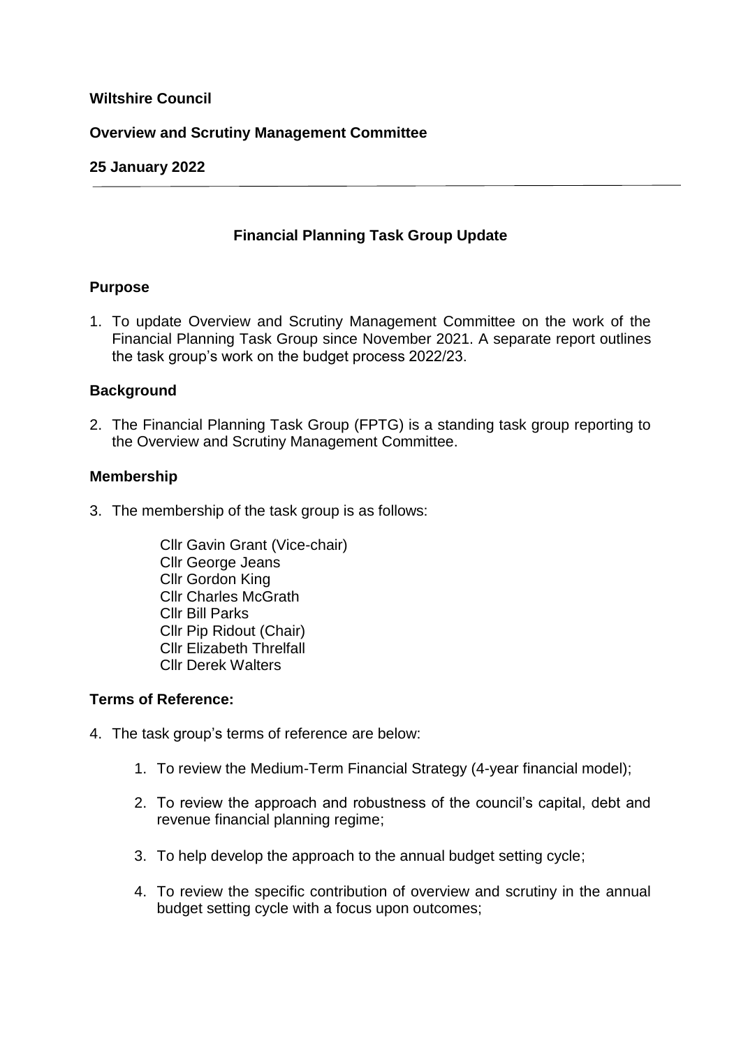**Wiltshire Council**

**Overview and Scrutiny Management Committee**

**25 January 2022**

---

## Financial Planning Task Group Update

### Purpose

1. To update Overview and Scrutiny Management Committee on the work of the Financial Planning Task Group since November 2021. A separate report outlines the task group's work on the budget process 2022/23.

### Background

2. The Financial Planning Task Group (FPTG) is a standing task group reporting to the Overview and Scrutiny Management Committee.

### Membership

3. The membership of the task group is as follows:

   Cllr Gavin Grant (Vice-chair)
   Cllr George Jeans
   Cllr Gordon King
   Cllr Charles McGrath
   Cllr Bill Parks
   Cllr Pip Ridout (Chair)
   Cllr Elizabeth Threlfall
   Cllr Derek Walters

### Terms of Reference:

4. The task group's terms of reference are below:

   1. To review the Medium-Term Financial Strategy (4-year financial model);

   2. To review the approach and robustness of the council's capital, debt and revenue financial planning regime;

   3. To help develop the approach to the annual budget setting cycle;

   4. To review the specific contribution of overview and scrutiny in the annual budget setting cycle with a focus upon outcomes;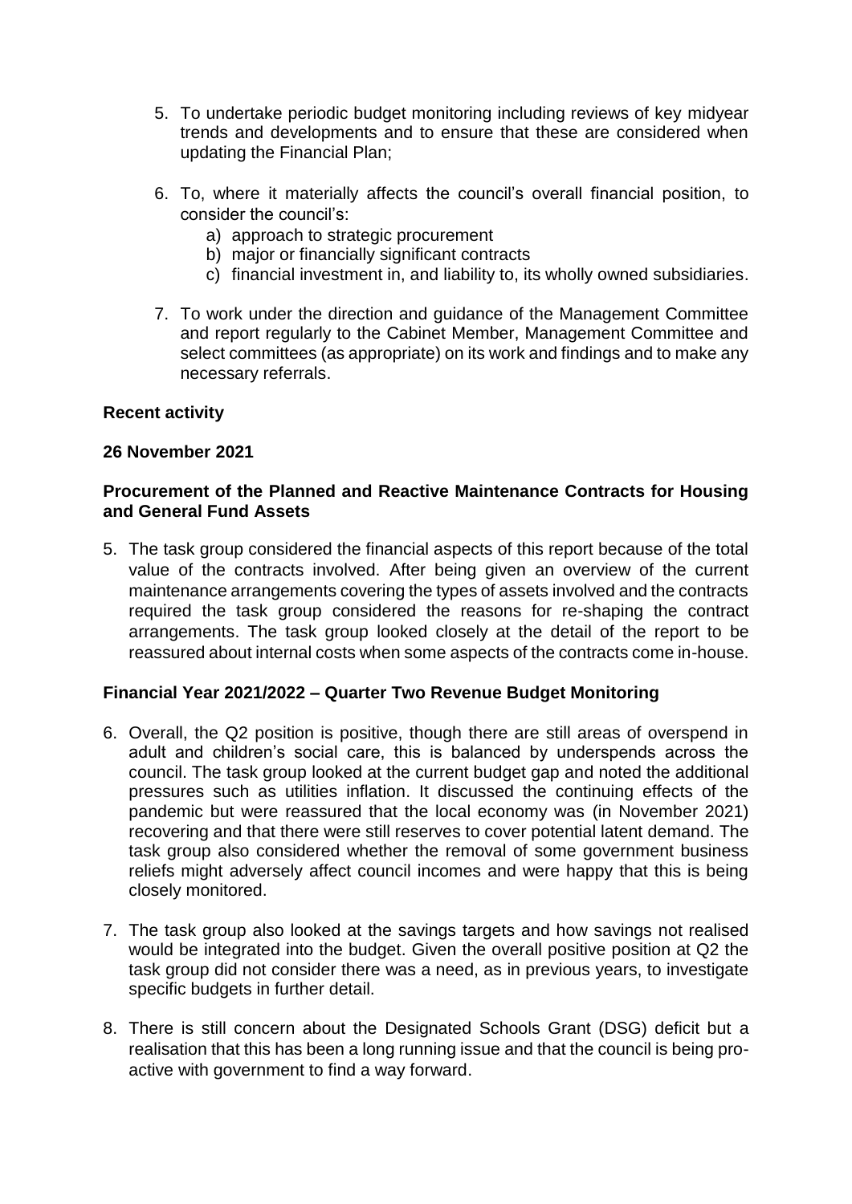5. To undertake periodic budget monitoring including reviews of key midyear trends and developments and to ensure that these are considered when updating the Financial Plan;

6. To, where it materially affects the council's overall financial position, to consider the council's:
    a) approach to strategic procurement
    b) major or financially significant contracts
    c) financial investment in, and liability to, its wholly owned subsidiaries.

7. To work under the direction and guidance of the Management Committee and report regularly to the Cabinet Member, Management Committee and select committees (as appropriate) on its work and findings and to make any necessary referrals.

**Recent activity**

**26 November 2021**

**Procurement of the Planned and Reactive Maintenance Contracts for Housing and General Fund Assets**

5. The task group considered the financial aspects of this report because of the total value of the contracts involved. After being given an overview of the current maintenance arrangements covering the types of assets involved and the contracts required the task group considered the reasons for re-shaping the contract arrangements. The task group looked closely at the detail of the report to be reassured about internal costs when some aspects of the contracts come in-house.

**Financial Year 2021/2022 – Quarter Two Revenue Budget Monitoring**

6. Overall, the Q2 position is positive, though there are still areas of overspend in adult and children's social care, this is balanced by underspends across the council. The task group looked at the current budget gap and noted the additional pressures such as utilities inflation. It discussed the continuing effects of the pandemic but were reassured that the local economy was (in November 2021) recovering and that there were still reserves to cover potential latent demand. The task group also considered whether the removal of some government business reliefs might adversely affect council incomes and were happy that this is being closely monitored.

7. The task group also looked at the savings targets and how savings not realised would be integrated into the budget. Given the overall positive position at Q2 the task group did not consider there was a need, as in previous years, to investigate specific budgets in further detail.

8. There is still concern about the Designated Schools Grant (DSG) deficit but a realisation that this has been a long running issue and that the council is being pro-active with government to find a way forward.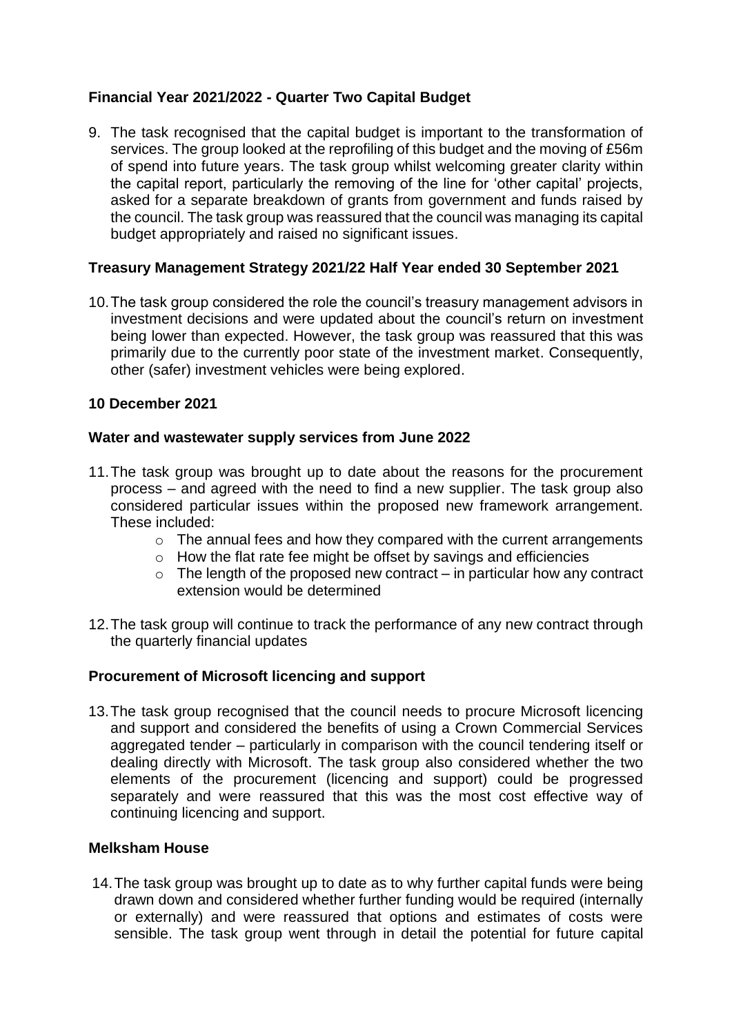### Financial Year 2021/2022 - Quarter Two Capital Budget

9. The task recognised that the capital budget is important to the transformation of services. The group looked at the reprofiling of this budget and the moving of £56m of spend into future years. The task group whilst welcoming greater clarity within the capital report, particularly the removing of the line for 'other capital' projects, asked for a separate breakdown of grants from government and funds raised by the council. The task group was reassured that the council was managing its capital budget appropriately and raised no significant issues.

### Treasury Management Strategy 2021/22 Half Year ended 30 September 2021

10. The task group considered the role the council's treasury management advisors in investment decisions and were updated about the council's return on investment being lower than expected. However, the task group was reassured that this was primarily due to the currently poor state of the investment market. Consequently, other (safer) investment vehicles were being explored.

### 10 December 2021

### Water and wastewater supply services from June 2022

11. The task group was brought up to date about the reasons for the procurement process – and agreed with the need to find a new supplier. The task group also considered particular issues within the proposed new framework arrangement. These included:
    - The annual fees and how they compared with the current arrangements
    - How the flat rate fee might be offset by savings and efficiencies
    - The length of the proposed new contract – in particular how any contract extension would be determined

12. The task group will continue to track the performance of any new contract through the quarterly financial updates

### Procurement of Microsoft licencing and support

13. The task group recognised that the council needs to procure Microsoft licencing and support and considered the benefits of using a Crown Commercial Services aggregated tender – particularly in comparison with the council tendering itself or dealing directly with Microsoft. The task group also considered whether the two elements of the procurement (licencing and support) could be progressed separately and were reassured that this was the most cost effective way of continuing licencing and support.

### Melksham House

14. The task group was brought up to date as to why further capital funds were being drawn down and considered whether further funding would be required (internally or externally) and were reassured that options and estimates of costs were sensible. The task group went through in detail the potential for future capital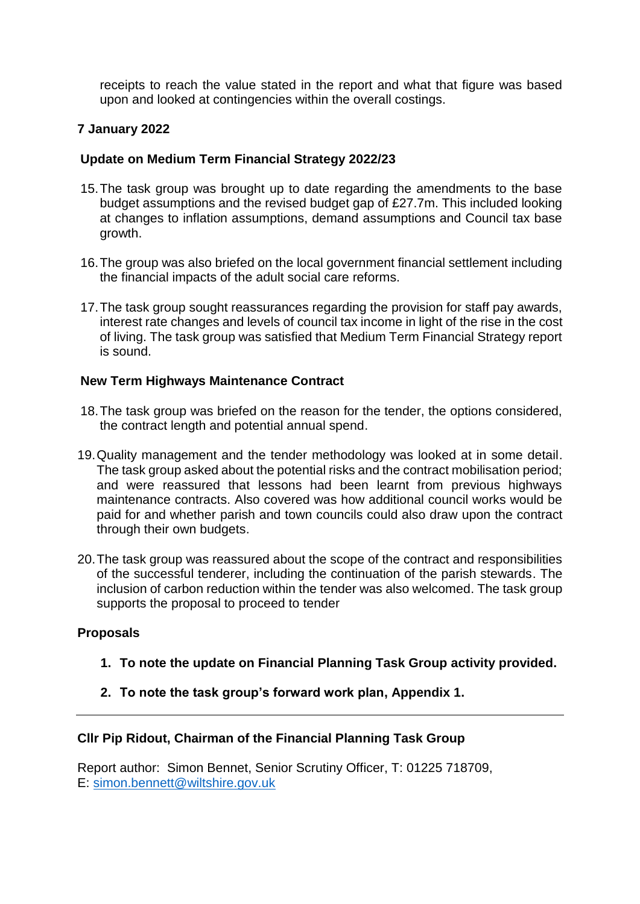receipts to reach the value stated in the report and what that figure was based upon and looked at contingencies within the overall costings.

**7 January 2022**

**Update on Medium Term Financial Strategy 2022/23**

15. The task group was brought up to date regarding the amendments to the base budget assumptions and the revised budget gap of £27.7m. This included looking at changes to inflation assumptions, demand assumptions and Council tax base growth.

16. The group was also briefed on the local government financial settlement including the financial impacts of the adult social care reforms.

17. The task group sought reassurances regarding the provision for staff pay awards, interest rate changes and levels of council tax income in light of the rise in the cost of living. The task group was satisfied that Medium Term Financial Strategy report is sound.

**New Term Highways Maintenance Contract**

18. The task group was briefed on the reason for the tender, the options considered, the contract length and potential annual spend.

19. Quality management and the tender methodology was looked at in some detail. The task group asked about the potential risks and the contract mobilisation period; and were reassured that lessons had been learnt from previous highways maintenance contracts. Also covered was how additional council works would be paid for and whether parish and town councils could also draw upon the contract through their own budgets.

20. The task group was reassured about the scope of the contract and responsibilities of the successful tenderer, including the continuation of the parish stewards. The inclusion of carbon reduction within the tender was also welcomed. The task group supports the proposal to proceed to tender

**Proposals**

1. **To note the update on Financial Planning Task Group activity provided.**

2. **To note the task group's forward work plan, Appendix 1.**

---

**Cllr Pip Ridout, Chairman of the Financial Planning Task Group**

Report author: Simon Bennet, Senior Scrutiny Officer, T: 01225 718709, E: simon.bennett@wiltshire.gov.uk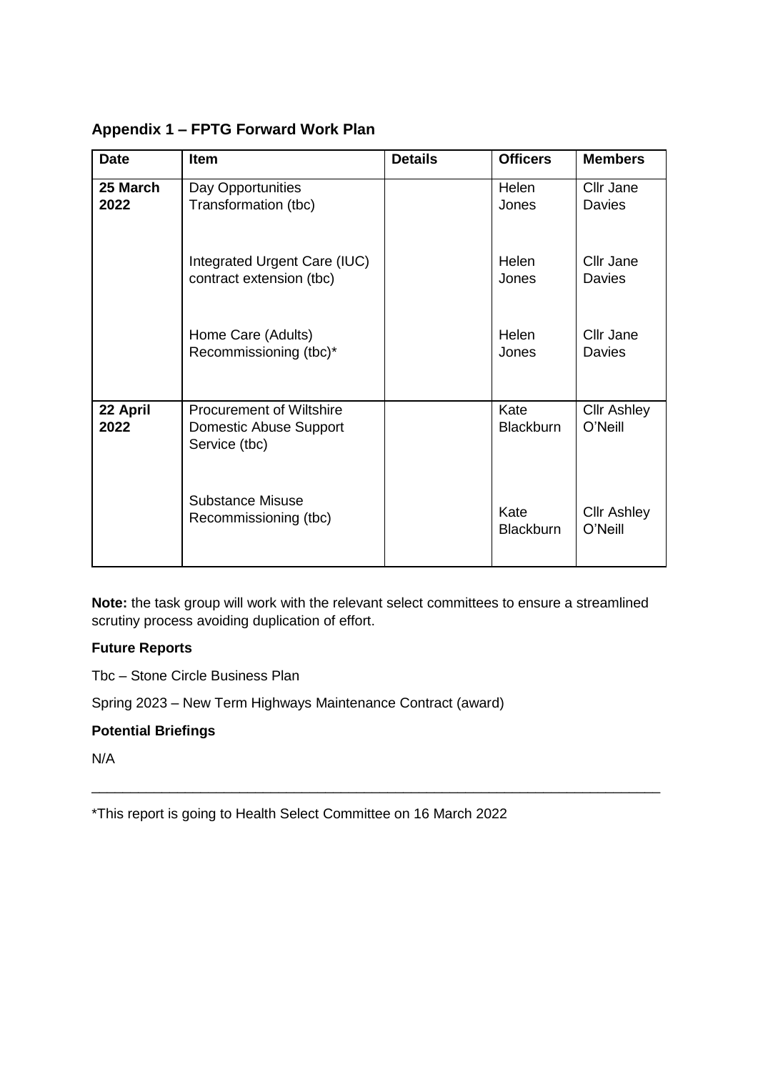## Appendix 1 – FPTG Forward Work Plan

| Date | Item | Details | Officers | Members |
|---|---|---|---|---|
| **25 March 2022** | Day Opportunities Transformation (tbc) | | Helen Jones | Cllr Jane Davies |
| | Integrated Urgent Care (IUC) contract extension (tbc) | | Helen Jones | Cllr Jane Davies |
| | Home Care (Adults) Recommissioning (tbc)* | | Helen Jones | Cllr Jane Davies |
| **22 April 2022** | Procurement of Wiltshire Domestic Abuse Support Service (tbc) | | Kate Blackburn | Cllr Ashley O'Neill |
| | Substance Misuse Recommissioning (tbc) | | Kate Blackburn | Cllr Ashley O'Neill |

**Note:** the task group will work with the relevant select committees to ensure a streamlined scrutiny process avoiding duplication of effort.

**Future Reports**

Tbc – Stone Circle Business Plan

Spring 2023 – New Term Highways Maintenance Contract (award)

**Potential Briefings**

N/A

---

*This report is going to Health Select Committee on 16 March 2022